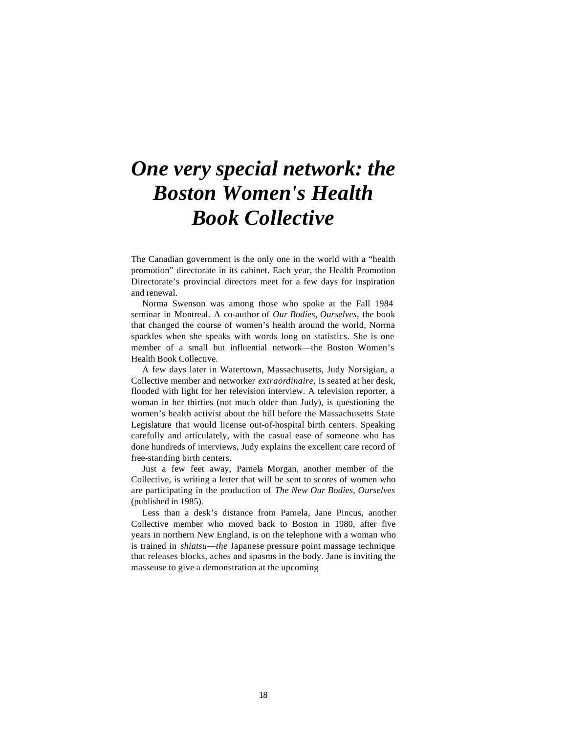# *One very special network: the Boston Women's Health Book Collective*

The Canadian government is the only one in the world with a "health promotion" directorate in its cabinet. Each year, the Health Promotion Directorate's provincial directors meet for a few days for inspiration and renewal.

Norma Swenson was among those who spoke at the Fall 1984 seminar in Montreal. A co-author of *Our Bodies, Ourselves*, the book that changed the course of women's health around the world, Norma sparkles when she speaks with words long on statistics. She is one member of a small but influential network—the Boston Women's Health Book Collective.

A few days later in Watertown, Massachusetts, Judy Norsigian, a Collective member and networker *extraordinaire*, is seated at her desk, flooded with light for her television interview. A television reporter, a woman in her thirties (not much older than Judy), is questioning the women's health activist about the bill before the Massachusetts State Legislature that would license out-of-hospital birth centers. Speaking carefully and articulately, with the casual ease of someone who has done hundreds of interviews, Judy explains the excellent care record of free-standing birth centers.

Just a few feet away, Pamela Morgan, another member of the Collective, is writing a letter that will be sent to scores of women who are participating in the production of *The New Our Bodies, Ourselves* (published in 1985).

Less than a desk's distance from Pamela, Jane Pincus, another Collective member who moved back to Boston in 1980, after five years in northern New England, is on the telephone with a woman who is trained in *shiatsu—the* Japanese pressure point massage technique that releases blocks, aches and spasms in the body. Jane is inviting the masseuse to give a demonstration at the upcoming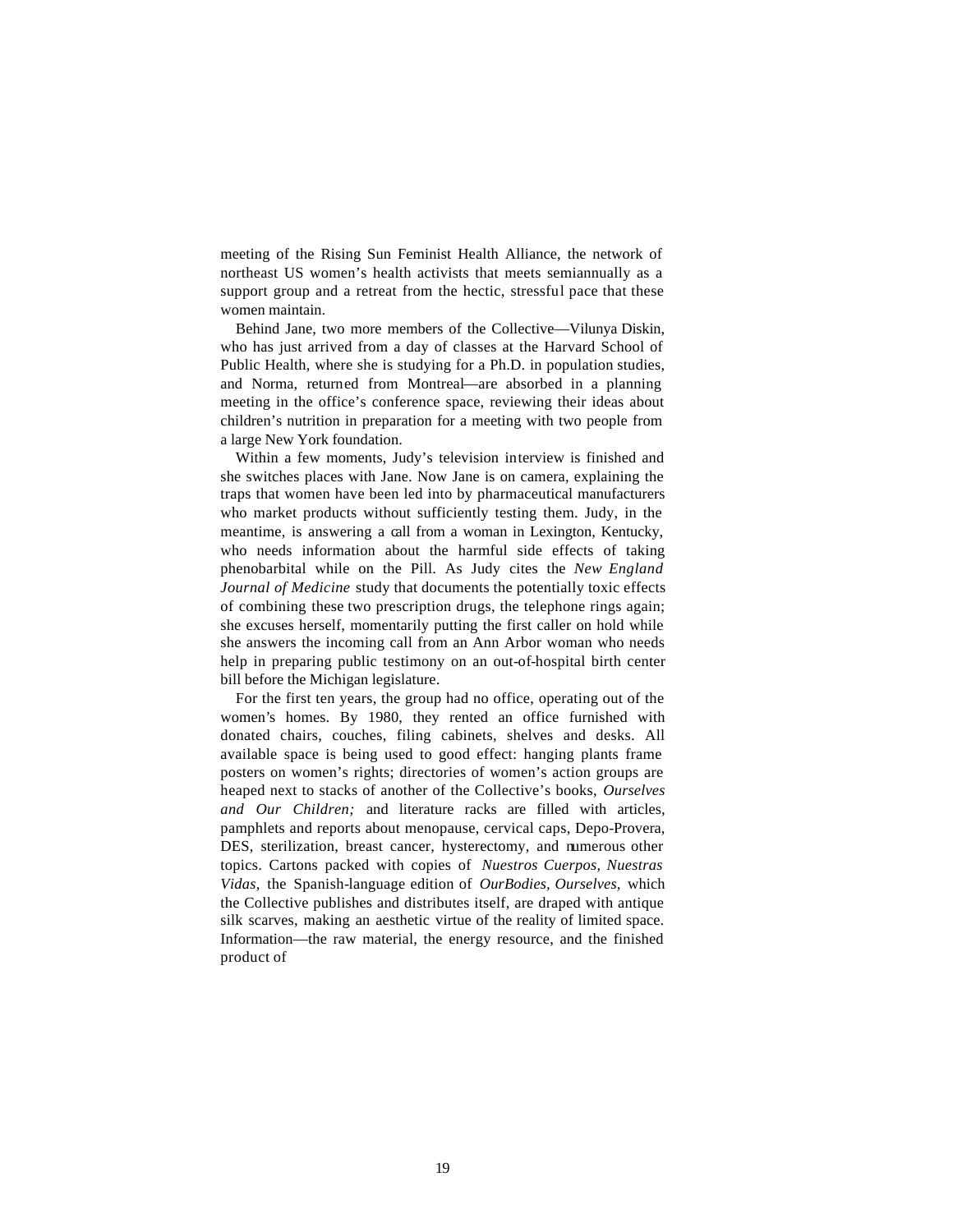meeting of the Rising Sun Feminist Health Alliance, the network of northeast US women's health activists that meets semiannually as a support group and a retreat from the hectic, stressful pace that these women maintain.

Behind Jane, two more members of the Collective—Vilunya Diskin, who has just arrived from a day of classes at the Harvard School of Public Health, where she is studying for a Ph.D. in population studies, and Norma, returned from Montreal—are absorbed in a planning meeting in the office's conference space, reviewing their ideas about children's nutrition in preparation for a meeting with two people from a large New York foundation.

Within a few moments, Judy's television interview is finished and she switches places with Jane. Now Jane is on camera, explaining the traps that women have been led into by pharmaceutical manufacturers who market products without sufficiently testing them. Judy, in the meantime, is answering a call from a woman in Lexington, Kentucky, who needs information about the harmful side effects of taking phenobarbital while on the Pill. As Judy cites the *New England Journal of Medicine* study that documents the potentially toxic effects of combining these two prescription drugs, the telephone rings again; she excuses herself, momentarily putting the first caller on hold while she answers the incoming call from an Ann Arbor woman who needs help in preparing public testimony on an out-of-hospital birth center bill before the Michigan legislature.

For the first ten years, the group had no office, operating out of the women's homes. By 1980, they rented an office furnished with donated chairs, couches, filing cabinets, shelves and desks. All available space is being used to good effect: hanging plants frame posters on women's rights; directories of women's action groups are heaped next to stacks of another of the Collective's books, *Ourselves and Our Children;* and literature racks are filled with articles, pamphlets and reports about menopause, cervical caps, Depo-Provera, DES, sterilization, breast cancer, hysterectomy, and numerous other topics. Cartons packed with copies of *Nuestros Cuerpos, Nuestras Vidas,* the Spanish-language edition of *OurBodies, Ourselves,* which the Collective publishes and distributes itself, are draped with antique silk scarves, making an aesthetic virtue of the reality of limited space. Information—the raw material, the energy resource, and the finished product of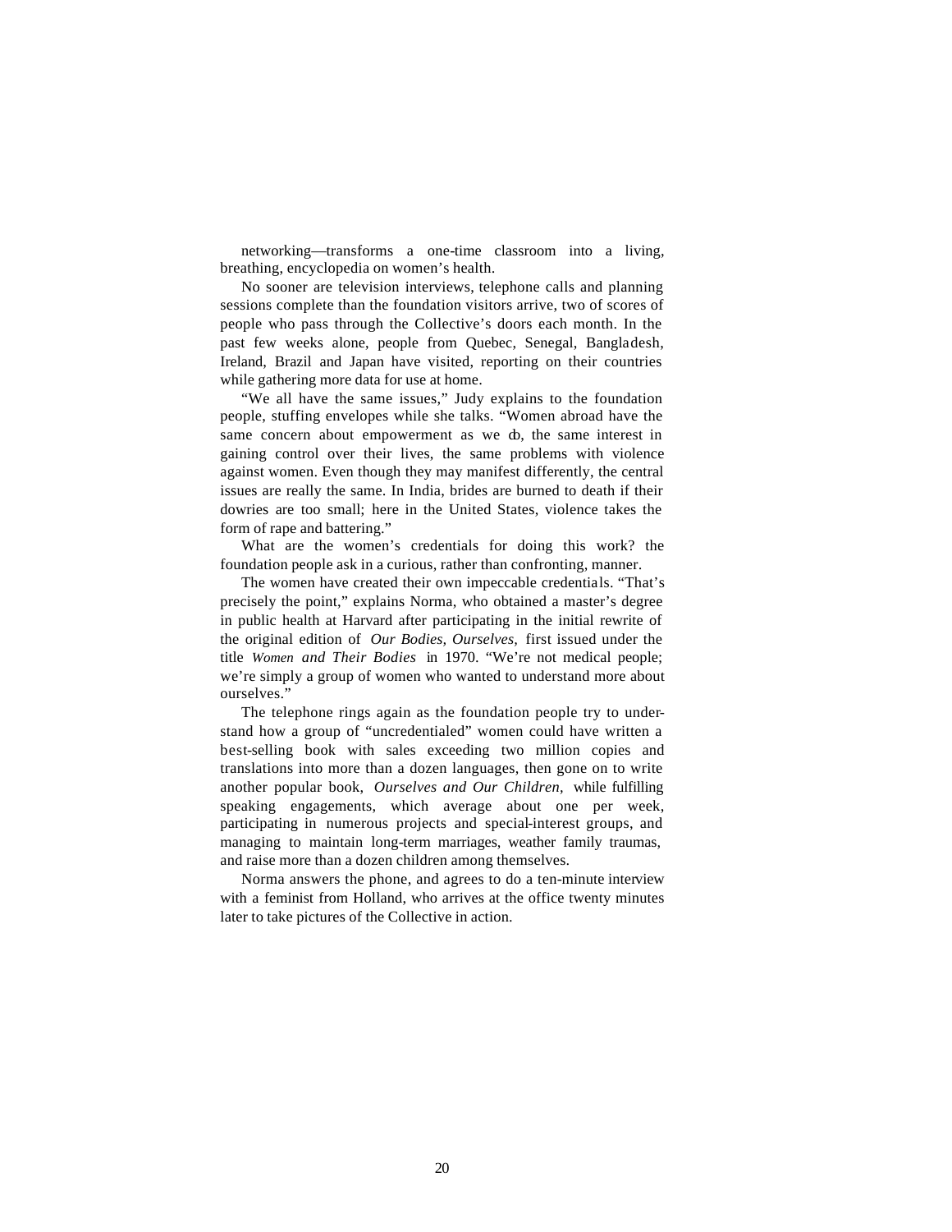networking—transforms a one-time classroom into a living, breathing, encyclopedia on women's health.

No sooner are television interviews, telephone calls and planning sessions complete than the foundation visitors arrive, two of scores of people who pass through the Collective's doors each month. In the past few weeks alone, people from Quebec, Senegal, Bangladesh, Ireland, Brazil and Japan have visited, reporting on their countries while gathering more data for use at home.

"We all have the same issues," Judy explains to the foundation people, stuffing envelopes while she talks. "Women abroad have the same concern about empowerment as we do, the same interest in gaining control over their lives, the same problems with violence against women. Even though they may manifest differently, the central issues are really the same. In India, brides are burned to death if their dowries are too small; here in the United States, violence takes the form of rape and battering."

What are the women's credentials for doing this work? the foundation people ask in a curious, rather than confronting, manner.

The women have created their own impeccable credentials. "That's precisely the point," explains Norma, who obtained a master's degree in public health at Harvard after participating in the initial rewrite of the original edition of *Our Bodies, Ourselves,* first issued under the title *Women and Their Bodies* in 1970. "We're not medical people; we're simply a group of women who wanted to understand more about ourselves."

The telephone rings again as the foundation people try to understand how a group of "uncredentialed" women could have written a best-selling book with sales exceeding two million copies and translations into more than a dozen languages, then gone on to write another popular book, *Ourselves and Our Children,* while fulfilling speaking engagements, which average about one per week, participating in numerous projects and special-interest groups, and managing to maintain long-term marriages, weather family traumas, and raise more than a dozen children among themselves.

Norma answers the phone, and agrees to do a ten-minute interview with a feminist from Holland, who arrives at the office twenty minutes later to take pictures of the Collective in action.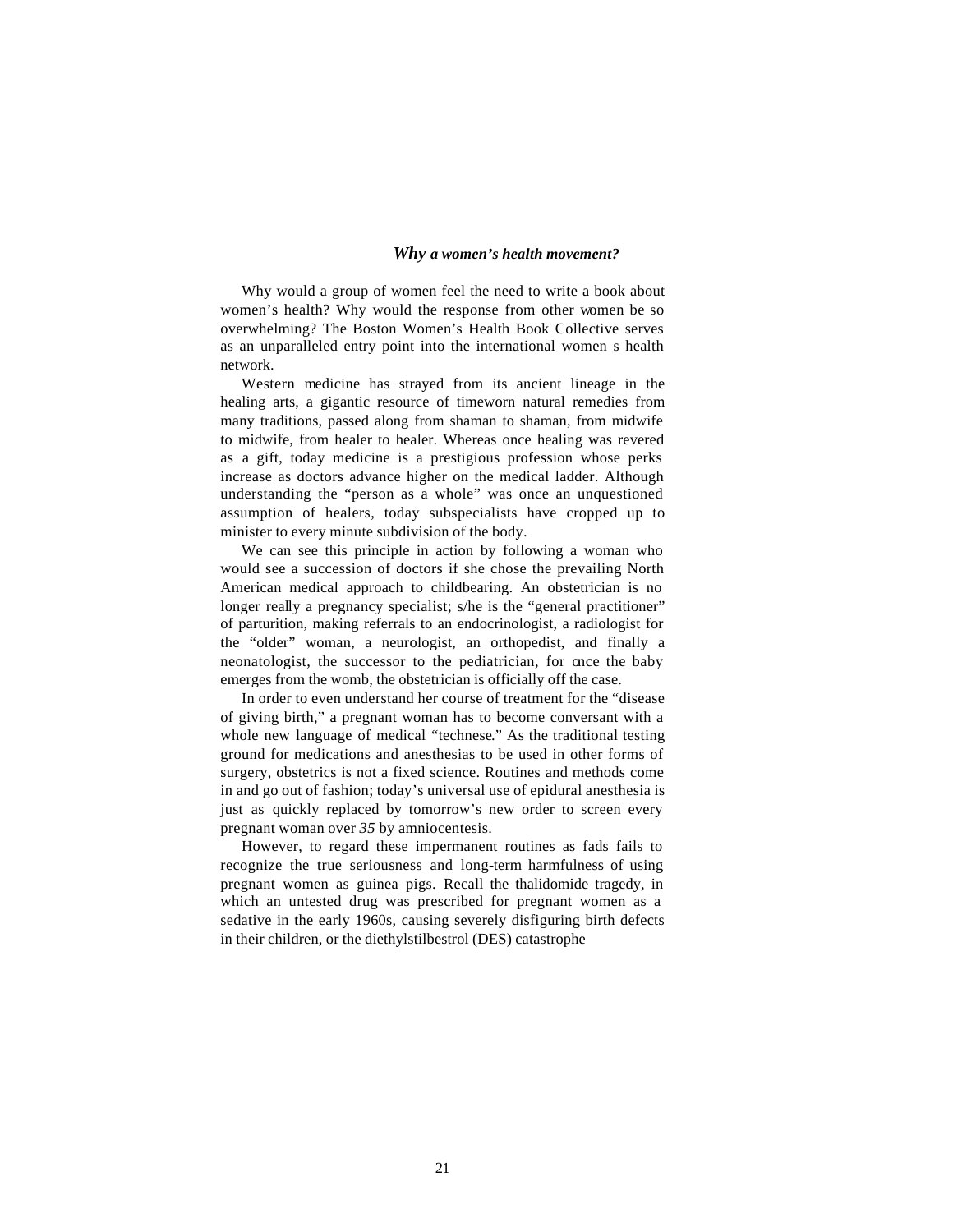### *Why a women's health movement?*

Why would a group of women feel the need to write a book about women's health? Why would the response from other women be so overwhelming? The Boston Women's Health Book Collective serves as an unparalleled entry point into the international women s health network.

Western medicine has strayed from its ancient lineage in the healing arts, a gigantic resource of timeworn natural remedies from many traditions, passed along from shaman to shaman, from midwife to midwife, from healer to healer. Whereas once healing was revered as a gift, today medicine is a prestigious profession whose perks increase as doctors advance higher on the medical ladder. Although understanding the "person as a whole" was once an unquestioned assumption of healers, today subspecialists have cropped up to minister to every minute subdivision of the body.

We can see this principle in action by following a woman who would see a succession of doctors if she chose the prevailing North American medical approach to childbearing. An obstetrician is no longer really a pregnancy specialist; s/he is the "general practitioner" of parturition, making referrals to an endocrinologist, a radiologist for the "older" woman, a neurologist, an orthopedist, and finally a neonatologist, the successor to the pediatrician, for once the baby emerges from the womb, the obstetrician is officially off the case.

In order to even understand her course of treatment for the "disease of giving birth," a pregnant woman has to become conversant with a whole new language of medical "technese." As the traditional testing ground for medications and anesthesias to be used in other forms of surgery, obstetrics is not a fixed science. Routines and methods come in and go out of fashion; today's universal use of epidural anesthesia is just as quickly replaced by tomorrow's new order to screen every pregnant woman over *35* by amniocentesis.

However, to regard these impermanent routines as fads fails to recognize the true seriousness and long-term harmfulness of using pregnant women as guinea pigs. Recall the thalidomide tragedy, in which an untested drug was prescribed for pregnant women as a sedative in the early 1960s, causing severely disfiguring birth defects in their children, or the diethylstilbestrol (DES) catastrophe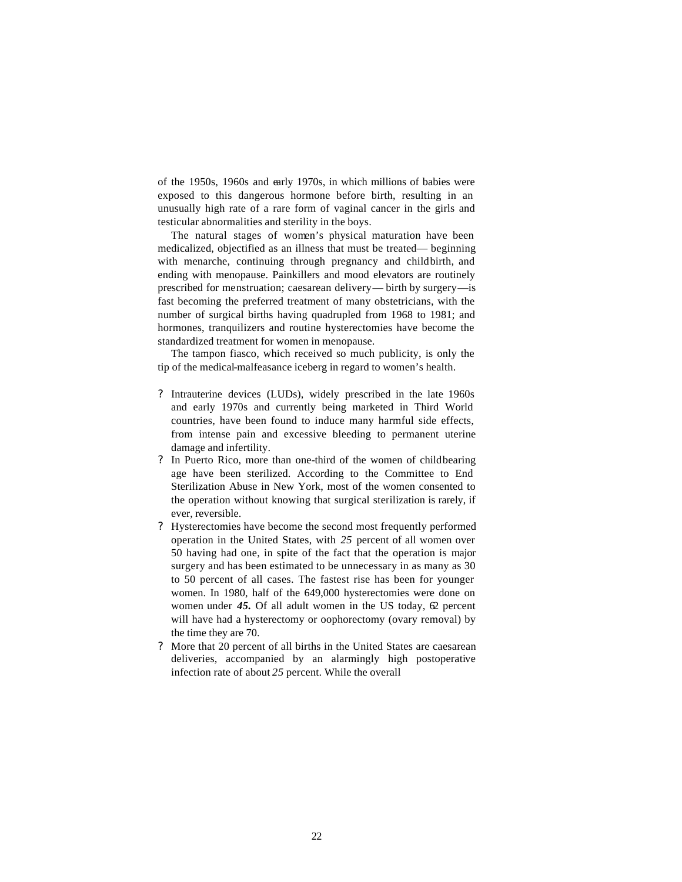of the 1950s, 1960s and early 1970s, in which millions of babies were exposed to this dangerous hormone before birth, resulting in an unusually high rate of a rare form of vaginal cancer in the girls and testicular abnormalities and sterility in the boys.

The natural stages of women's physical maturation have been medicalized, objectified as an illness that must be treated— beginning with menarche, continuing through pregnancy and childbirth, and ending with menopause. Painkillers and mood elevators are routinely prescribed for menstruation; caesarean delivery— birth by surgery—is fast becoming the preferred treatment of many obstetricians, with the number of surgical births having quadrupled from 1968 to 1981; and hormones, tranquilizers and routine hysterectomies have become the standardized treatment for women in menopause.

The tampon fiasco, which received so much publicity, is only the tip of the medical-malfeasance iceberg in regard to women's health.

- Intrauterine devices (LUDs), widely prescribed in the late 1960s and early 1970s and currently being marketed in Third World countries, have been found to induce many harmful side effects, from intense pain and excessive bleeding to permanent uterine damage and infertility.
- In Puerto Rico, more than one-third of the women of childbearing age have been sterilized. According to the Committee to End Sterilization Abuse in New York, most of the women consented to the operation without knowing that surgical sterilization is rarely, if ever, reversible.
- Hysterectomies have become the second most frequently performed operation in the United States, with *25* percent of all women over 50 having had one, in spite of the fact that the operation is major surgery and has been estimated to be unnecessary in as many as 30 to 50 percent of all cases. The fastest rise has been for younger women. In 1980, half of the 649,000 hysterectomies were done on women under ***45.*** Of all adult women in the US today, 62 percent will have had a hysterectomy or oophorectomy (ovary removal) by the time they are 70.
- More that 20 percent of all births in the United States are caesarean deliveries, accompanied by an alarmingly high postoperative infection rate of about *25* percent. While the overall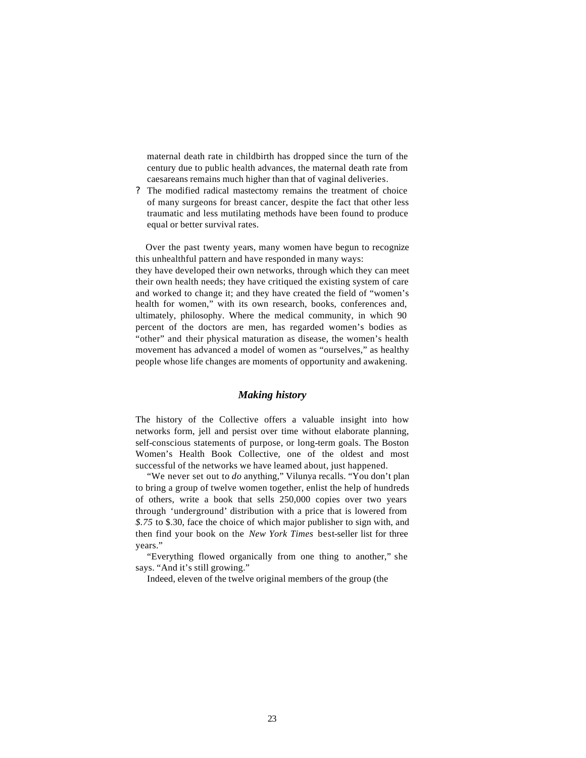maternal death rate in childbirth has dropped since the turn of the century due to public health advances, the maternal death rate from caesareans remains much higher than that of vaginal deliveries.

- The modified radical mastectomy remains the treatment of choice of many surgeons for breast cancer, despite the fact that other less traumatic and less mutilating methods have been found to produce equal or better survival rates.

Over the past twenty years, many women have begun to recognize this unhealthful pattern and have responded in many ways: they have developed their own networks, through which they can meet their own health needs; they have critiqued the existing system of care and worked to change it; and they have created the field of "women's health for women," with its own research, books, conferences and, ultimately, philosophy. Where the medical community, in which 90 percent of the doctors are men, has regarded women's bodies as "other" and their physical maturation as disease, the women's health movement has advanced a model of women as "ourselves," as healthy people whose life changes are moments of opportunity and awakening.

### *Making history*

The history of the Collective offers a valuable insight into how networks form, jell and persist over time without elaborate planning, self-conscious statements of purpose, or long-term goals. The Boston Women's Health Book Collective, one of the oldest and most successful of the networks we have leamed about, just happened.

"We never set out to *do* anything," Vilunya recalls. "You don't plan to bring a group of twelve women together, enlist the help of hundreds of others, write a book that sells 250,000 copies over two years through 'underground' distribution with a price that is lowered from *$.75* to $.30, face the choice of which major publisher to sign with, and then find your book on the *New York Times* best-seller list for three years."

"Everything flowed organically from one thing to another," she says. "And it's still growing."

Indeed, eleven of the twelve original members of the group (the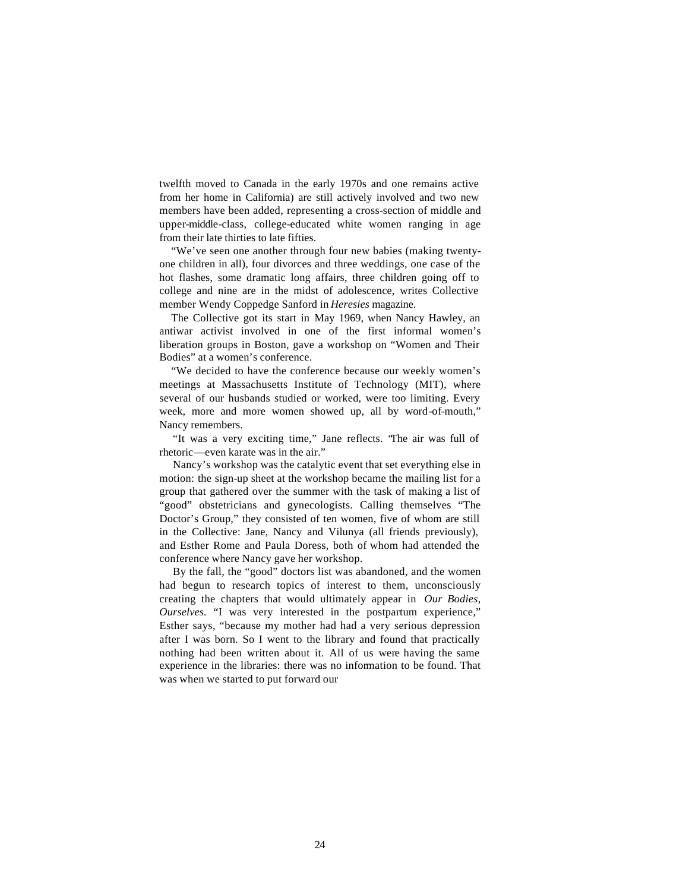twelfth moved to Canada in the early 1970s and one remains active from her home in California) are still actively involved and two new members have been added, representing a cross-section of middle and upper-middle-class, college-educated white women ranging in age from their late thirties to late fifties.

"We've seen one another through four new babies (making twenty-one children in all), four divorces and three weddings, one case of the hot flashes, some dramatic long affairs, three children going off to college and nine are in the midst of adolescence, writes Collective member Wendy Coppedge Sanford in *Heresies* magazine.

The Collective got its start in May 1969, when Nancy Hawley, an antiwar activist involved in one of the first informal women's liberation groups in Boston, gave a workshop on "Women and Their Bodies" at a women's conference.

"We decided to have the conference because our weekly women's meetings at Massachusetts Institute of Technology (MIT), where several of our husbands studied or worked, were too limiting. Every week, more and more women showed up, all by word-of-mouth," Nancy remembers.

"It was a very exciting time," Jane reflects. "The air was full of rhetoric—even karate was in the air."

Nancy's workshop was the catalytic event that set everything else in motion: the sign-up sheet at the workshop became the mailing list for a group that gathered over the summer with the task of making a list of "good" obstetricians and gynecologists. Calling themselves "The Doctor's Group," they consisted of ten women, five of whom are still in the Collective: Jane, Nancy and Vilunya (all friends previously), and Esther Rome and Paula Doress, both of whom had attended the conference where Nancy gave her workshop.

By the fall, the "good" doctors list was abandoned, and the women had begun to research topics of interest to them, unconsciously creating the chapters that would ultimately appear in *Our Bodies, Ourselves.* "I was very interested in the postpartum experience," Esther says, "because my mother had had a very serious depression after I was born. So I went to the library and found that practically nothing had been written about it. All of us were having the same experience in the libraries: there was no information to be found. That was when we started to put forward our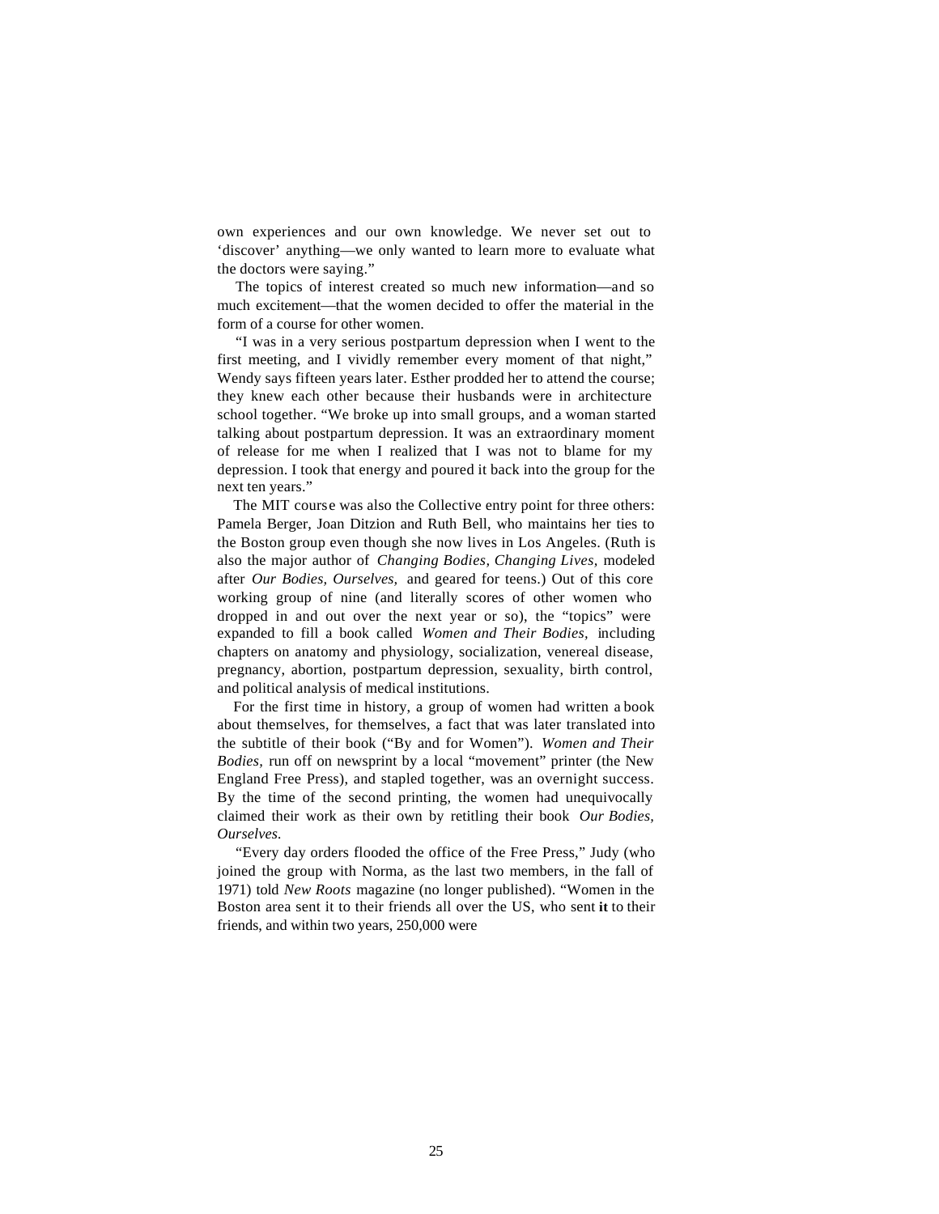own experiences and our own knowledge. We never set out to 'discover' anything—we only wanted to learn more to evaluate what the doctors were saying."

The topics of interest created so much new information—and so much excitement—that the women decided to offer the material in the form of a course for other women.

"I was in a very serious postpartum depression when I went to the first meeting, and I vividly remember every moment of that night," Wendy says fifteen years later. Esther prodded her to attend the course; they knew each other because their husbands were in architecture school together. "We broke up into small groups, and a woman started talking about postpartum depression. It was an extraordinary moment of release for me when I realized that I was not to blame for my depression. I took that energy and poured it back into the group for the next ten years."

The MIT course was also the Collective entry point for three others: Pamela Berger, Joan Ditzion and Ruth Bell, who maintains her ties to the Boston group even though she now lives in Los Angeles. (Ruth is also the major author of *Changing Bodies, Changing Lives,* modeled after *Our Bodies, Ourselves,* and geared for teens.) Out of this core working group of nine (and literally scores of other women who dropped in and out over the next year or so), the "topics" were expanded to fill a book called *Women and Their Bodies,* including chapters on anatomy and physiology, socialization, venereal disease, pregnancy, abortion, postpartum depression, sexuality, birth control, and political analysis of medical institutions.

For the first time in history, a group of women had written a book about themselves, for themselves, a fact that was later translated into the subtitle of their book ("By and for Women"). *Women and Their Bodies,* run off on newsprint by a local "movement" printer (the New England Free Press), and stapled together, was an overnight success. By the time of the second printing, the women had unequivocally claimed their work as their own by retitling their book *Our Bodies, Ourselves.*

"Every day orders flooded the office of the Free Press," Judy (who joined the group with Norma, as the last two members, in the fall of 1971) told *New Roots* magazine (no longer published). "Women in the Boston area sent it to their friends all over the US, who sent it to their friends, and within two years, 250,000 were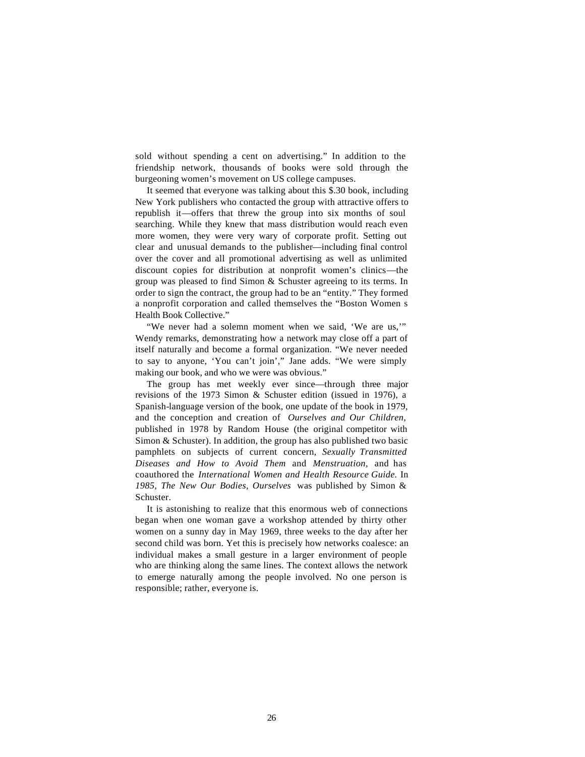sold without spending a cent on advertising." In addition to the friendship network, thousands of books were sold through the burgeoning women's movement on US college campuses.

It seemed that everyone was talking about this $.30 book, including New York publishers who contacted the group with attractive offers to republish it—offers that threw the group into six months of soul searching. While they knew that mass distribution would reach even more women, they were very wary of corporate profit. Setting out clear and unusual demands to the publisher—including final control over the cover and all promotional advertising as well as unlimited discount copies for distribution at nonprofit women's clinics—the group was pleased to find Simon & Schuster agreeing to its terms. In order to sign the contract, the group had to be an "entity." They formed a nonprofit corporation and called themselves the "Boston Women s Health Book Collective."

"We never had a solemn moment when we said, 'We are us,'" Wendy remarks, demonstrating how a network may close off a part of itself naturally and become a formal organization. "We never needed to say to anyone, 'You can't join'," Jane adds. "We were simply making our book, and who we were was obvious."

The group has met weekly ever since—through three major revisions of the 1973 Simon & Schuster edition (issued in 1976), a Spanish-language version of the book, one update of the book in 1979, and the conception and creation of *Ourselves and Our Children,* published in 1978 by Random House (the original competitor with Simon & Schuster). In addition, the group has also published two basic pamphlets on subjects of current concern, *Sexually Transmitted Diseases and How to Avoid Them* and *Menstruation,* and has coauthored the *International Women and Health Resource Guide.* In *1985, The New Our Bodies, Ourselves* was published by Simon & Schuster.

It is astonishing to realize that this enormous web of connections began when one woman gave a workshop attended by thirty other women on a sunny day in May 1969, three weeks to the day after her second child was born. Yet this is precisely how networks coalesce: an individual makes a small gesture in a larger environment of people who are thinking along the same lines. The context allows the network to emerge naturally among the people involved. No one person is responsible; rather, everyone is.